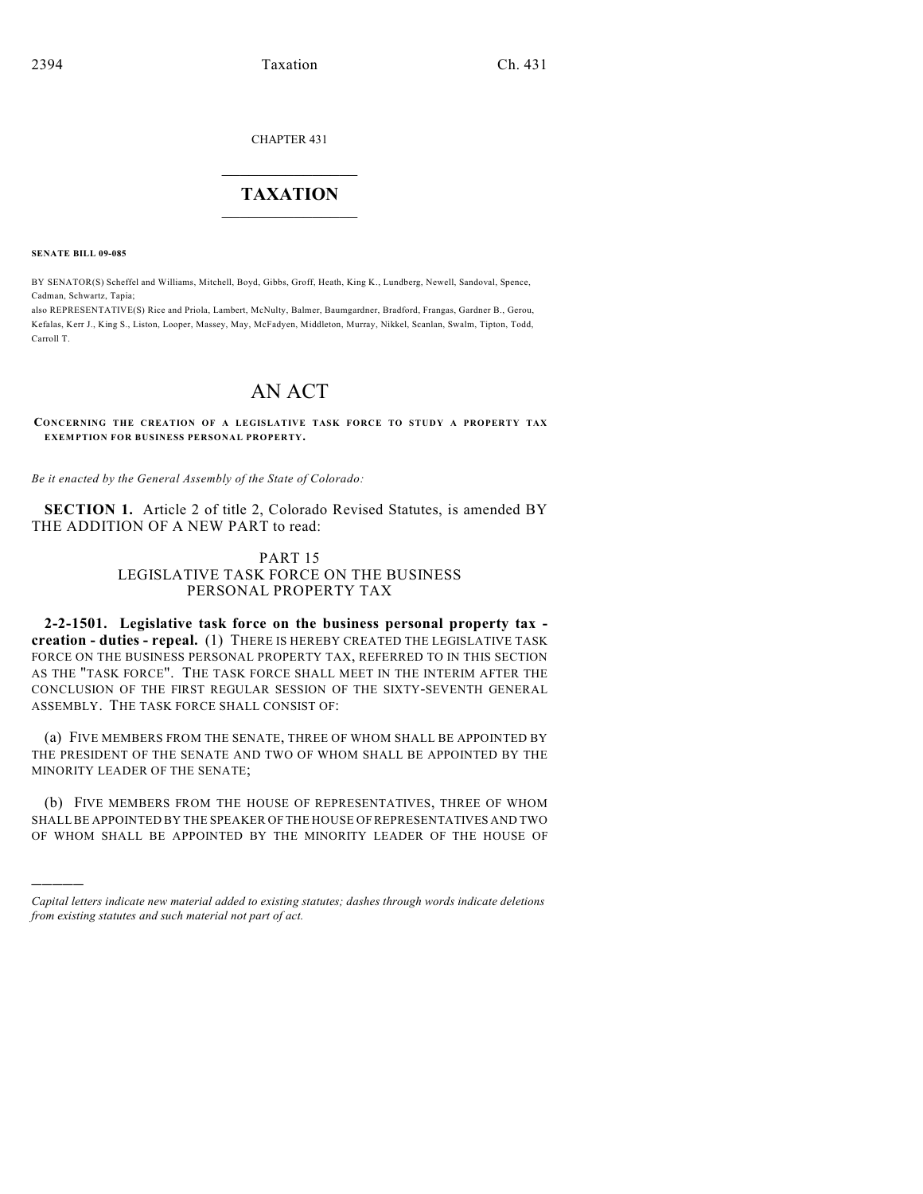CHAPTER 431

# TAXATION

**SENATE BILL 09-085**

BY SENATOR(S) Scheffel and Williams, Mitchell, Boyd, Gibbs, Groff, Heath, King K., Lundberg, Newell, Sandoval, Spence, Cadman, Schwartz, Tapia;
also REPRESENTATIVE(S) Rice and Priola, Lambert, McNulty, Balmer, Baumgardner, Bradford, Frangas, Gardner B., Gerou, Kefalas, Kerr J., King S., Liston, Looper, Massey, May, McFadyen, Middleton, Murray, Nikkel, Scanlan, Swalm, Tipton, Todd, Carroll T.

# AN ACT

**CONCERNING THE CREATION OF A LEGISLATIVE TASK FORCE TO STUDY A PROPERTY TAX EXEMPTION FOR BUSINESS PERSONAL PROPERTY.**

*Be it enacted by the General Assembly of the State of Colorado:*

**SECTION 1.** Article 2 of title 2, Colorado Revised Statutes, is amended BY THE ADDITION OF A NEW PART to read:

PART 15
LEGISLATIVE TASK FORCE ON THE BUSINESS PERSONAL PROPERTY TAX

**2-2-1501. Legislative task force on the business personal property tax - creation - duties - repeal.** (1) THERE IS HEREBY CREATED THE LEGISLATIVE TASK FORCE ON THE BUSINESS PERSONAL PROPERTY TAX, REFERRED TO IN THIS SECTION AS THE "TASK FORCE". THE TASK FORCE SHALL MEET IN THE INTERIM AFTER THE CONCLUSION OF THE FIRST REGULAR SESSION OF THE SIXTY-SEVENTH GENERAL ASSEMBLY. THE TASK FORCE SHALL CONSIST OF:

(a) FIVE MEMBERS FROM THE SENATE, THREE OF WHOM SHALL BE APPOINTED BY THE PRESIDENT OF THE SENATE AND TWO OF WHOM SHALL BE APPOINTED BY THE MINORITY LEADER OF THE SENATE;

(b) FIVE MEMBERS FROM THE HOUSE OF REPRESENTATIVES, THREE OF WHOM SHALL BE APPOINTED BY THE SPEAKER OF THE HOUSE OF REPRESENTATIVES AND TWO OF WHOM SHALL BE APPOINTED BY THE MINORITY LEADER OF THE HOUSE OF

---

*Capital letters indicate new material added to existing statutes; dashes through words indicate deletions from existing statutes and such material not part of act.*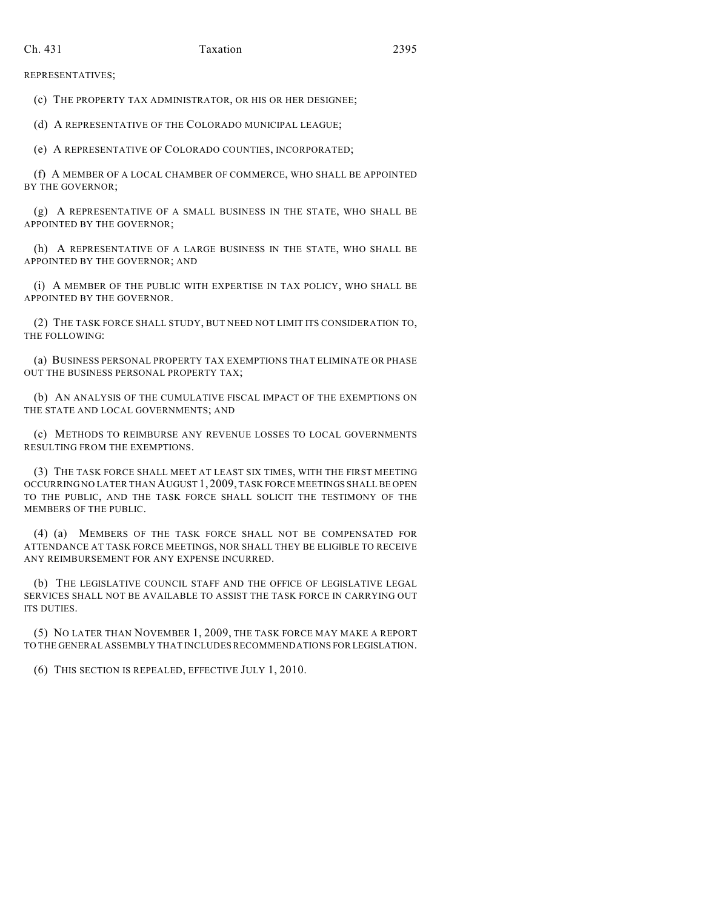REPRESENTATIVES;

(c) THE PROPERTY TAX ADMINISTRATOR, OR HIS OR HER DESIGNEE;

(d) A REPRESENTATIVE OF THE COLORADO MUNICIPAL LEAGUE;

(e) A REPRESENTATIVE OF COLORADO COUNTIES, INCORPORATED;

(f) A MEMBER OF A LOCAL CHAMBER OF COMMERCE, WHO SHALL BE APPOINTED BY THE GOVERNOR;

(g) A REPRESENTATIVE OF A SMALL BUSINESS IN THE STATE, WHO SHALL BE APPOINTED BY THE GOVERNOR;

(h) A REPRESENTATIVE OF A LARGE BUSINESS IN THE STATE, WHO SHALL BE APPOINTED BY THE GOVERNOR; AND

(i) A MEMBER OF THE PUBLIC WITH EXPERTISE IN TAX POLICY, WHO SHALL BE APPOINTED BY THE GOVERNOR.

(2) THE TASK FORCE SHALL STUDY, BUT NEED NOT LIMIT ITS CONSIDERATION TO, THE FOLLOWING:

(a) BUSINESS PERSONAL PROPERTY TAX EXEMPTIONS THAT ELIMINATE OR PHASE OUT THE BUSINESS PERSONAL PROPERTY TAX;

(b) AN ANALYSIS OF THE CUMULATIVE FISCAL IMPACT OF THE EXEMPTIONS ON THE STATE AND LOCAL GOVERNMENTS; AND

(c) METHODS TO REIMBURSE ANY REVENUE LOSSES TO LOCAL GOVERNMENTS RESULTING FROM THE EXEMPTIONS.

(3) THE TASK FORCE SHALL MEET AT LEAST SIX TIMES, WITH THE FIRST MEETING OCCURRING NO LATER THAN AUGUST 1, 2009, TASK FORCE MEETINGS SHALL BE OPEN TO THE PUBLIC, AND THE TASK FORCE SHALL SOLICIT THE TESTIMONY OF THE MEMBERS OF THE PUBLIC.

(4) (a) MEMBERS OF THE TASK FORCE SHALL NOT BE COMPENSATED FOR ATTENDANCE AT TASK FORCE MEETINGS, NOR SHALL THEY BE ELIGIBLE TO RECEIVE ANY REIMBURSEMENT FOR ANY EXPENSE INCURRED.

(b) THE LEGISLATIVE COUNCIL STAFF AND THE OFFICE OF LEGISLATIVE LEGAL SERVICES SHALL NOT BE AVAILABLE TO ASSIST THE TASK FORCE IN CARRYING OUT ITS DUTIES.

(5) NO LATER THAN NOVEMBER 1, 2009, THE TASK FORCE MAY MAKE A REPORT TO THE GENERAL ASSEMBLY THAT INCLUDES RECOMMENDATIONS FOR LEGISLATION.

(6) THIS SECTION IS REPEALED, EFFECTIVE JULY 1, 2010.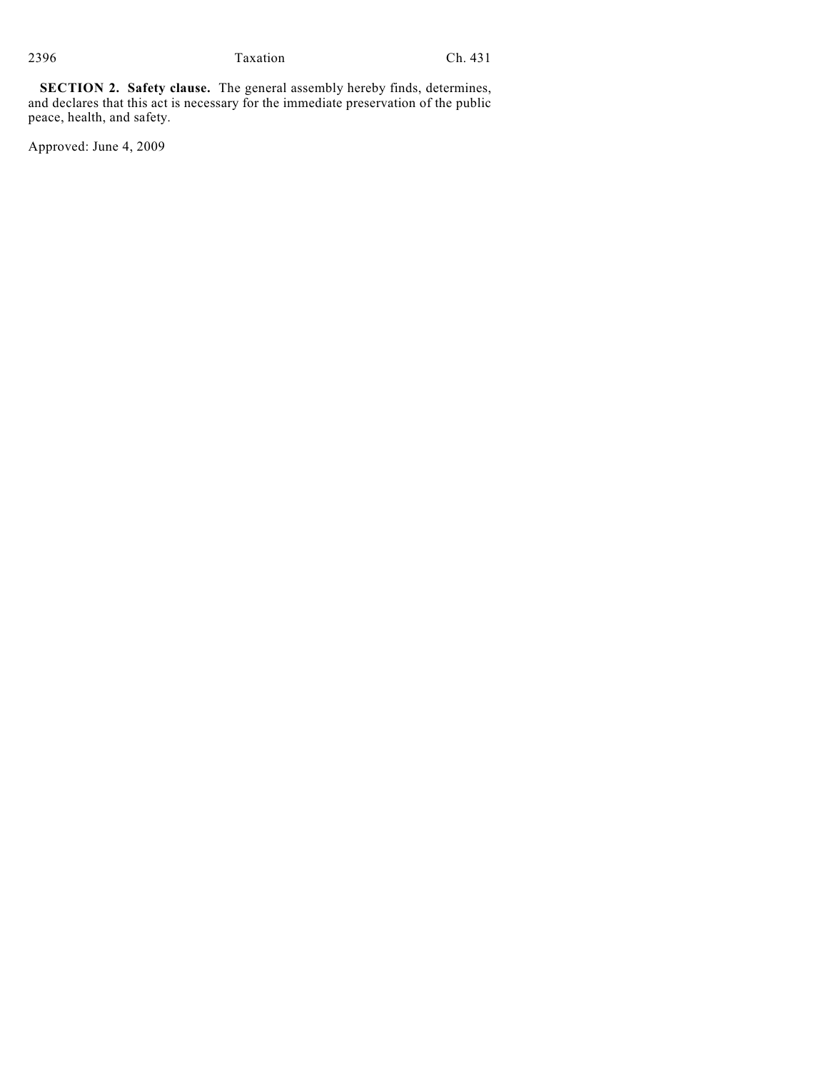**SECTION 2. Safety clause.** The general assembly hereby finds, determines, and declares that this act is necessary for the immediate preservation of the public peace, health, and safety.

Approved: June 4, 2009